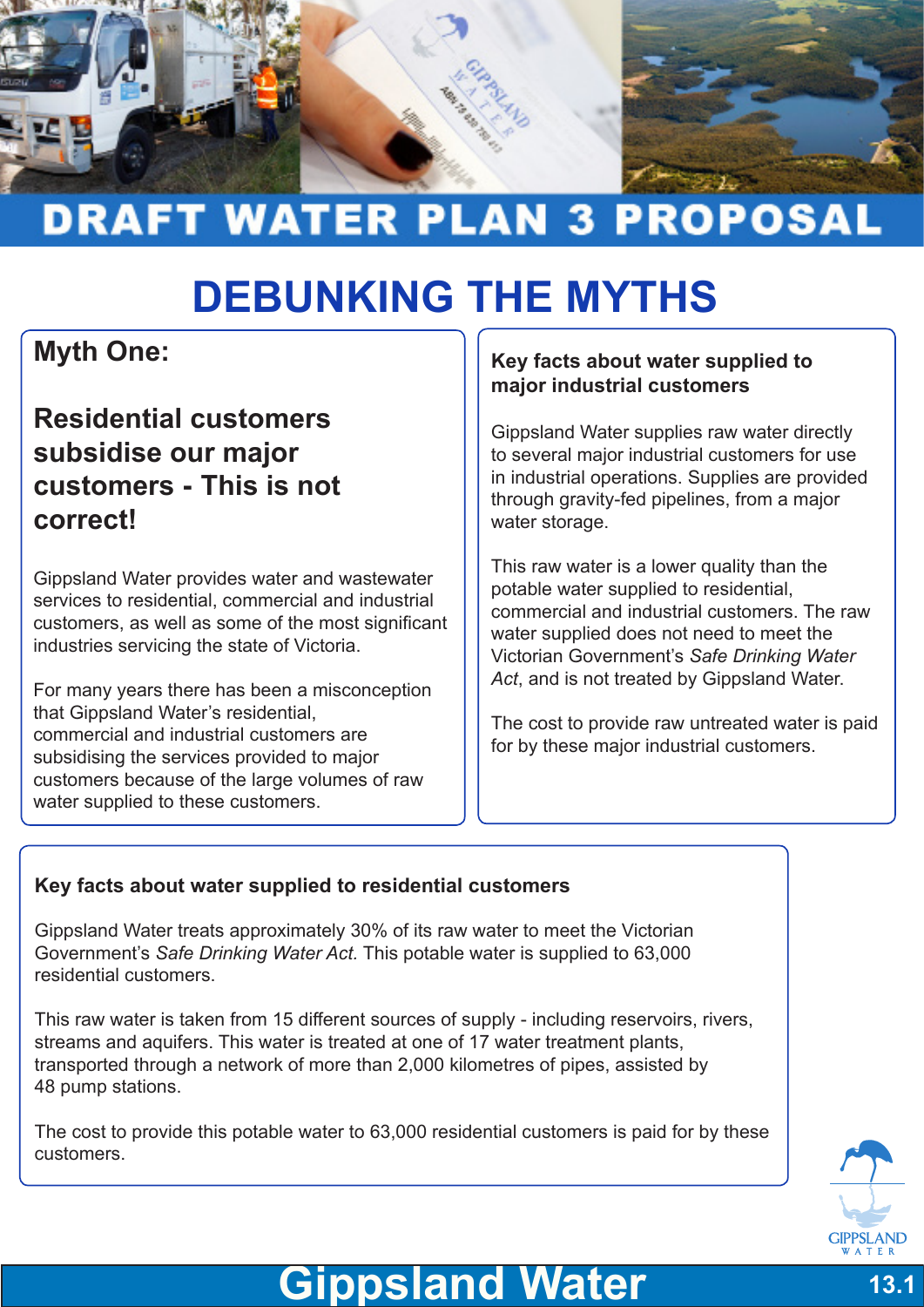# DRAFT WATER PLAN 3 PROPOSAL

# DEBUNKING THE MYTHS

## Myth One:

## Residential customers subsidise our major customers - This is not correct!

Gippsland Water provides water and wastewater services to residential, commercial and industrial customers, as well as some of the most significant industries servicing the state of Victoria.

For many years there has been a misconception that Gippsland Water's residential, commercial and industrial customers are subsidising the services provided to major customers because of the large volumes of raw water supplied to these customers.

### Key facts about water supplied to major industrial customers

Gippsland Water supplies raw water directly to several major industrial customers for use in industrial operations. Supplies are provided through gravity-fed pipelines, from a major water storage.

This raw water is a lower quality than the potable water supplied to residential, commercial and industrial customers. The raw water supplied does not need to meet the Victorian Government's *Safe Drinking Water Act*, and is not treated by Gippsland Water.

The cost to provide raw untreated water is paid for by these major industrial customers.

### Key facts about water supplied to residential customers

Gippsland Water treats approximately 30% of its raw water to meet the Victorian Government's *Safe Drinking Water Act.* This potable water is supplied to 63,000 residential customers.

This raw water is taken from 15 different sources of supply - including reservoirs, rivers, streams and aquifers. This water is treated at one of 17 water treatment plants, transported through a network of more than 2,000 kilometres of pipes, assisted by 48 pump stations.

The cost to provide this potable water to 63,000 residential customers is paid for by these customers.

Gippsland Water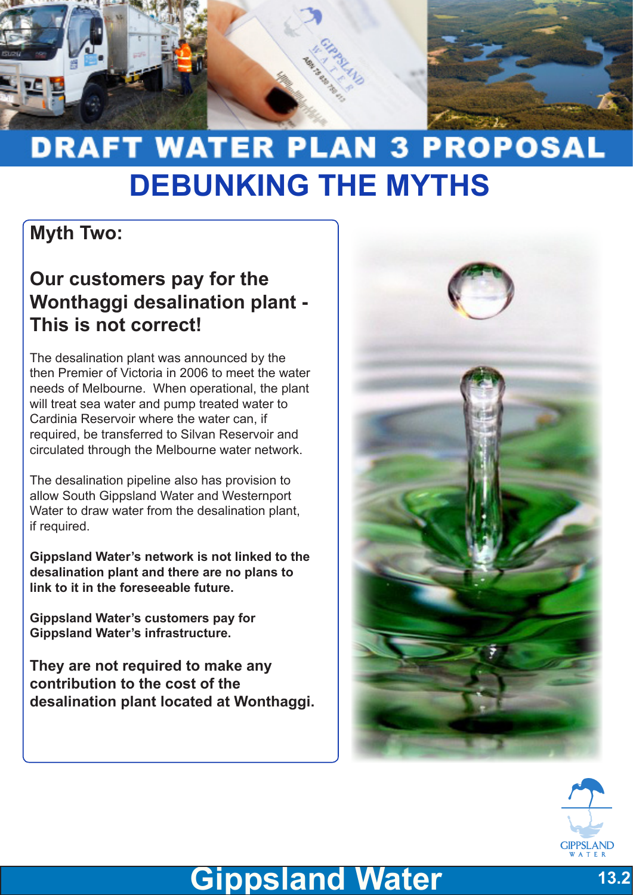# DRAFT WATER PLAN 3 PROPOSAL

# DEBUNKING THE MYTHS

## Myth Two:

## Our customers pay for the Wonthaggi desalination plant - This is not correct!

The desalination plant was announced by the then Premier of Victoria in 2006 to meet the water needs of Melbourne. When operational, the plant will treat sea water and pump treated water to Cardinia Reservoir where the water can, if required, be transferred to Silvan Reservoir and circulated through the Melbourne water network.

The desalination pipeline also has provision to allow South Gippsland Water and Westernport Water to draw water from the desalination plant, if required.

**Gippsland Water's network is not linked to the desalination plant and there are no plans to link to it in the foreseeable future.**

**Gippsland Water's customers pay for Gippsland Water's infrastructure.**

**They are not required to make any contribution to the cost of the desalination plant located at Wonthaggi.**

Gippsland Water